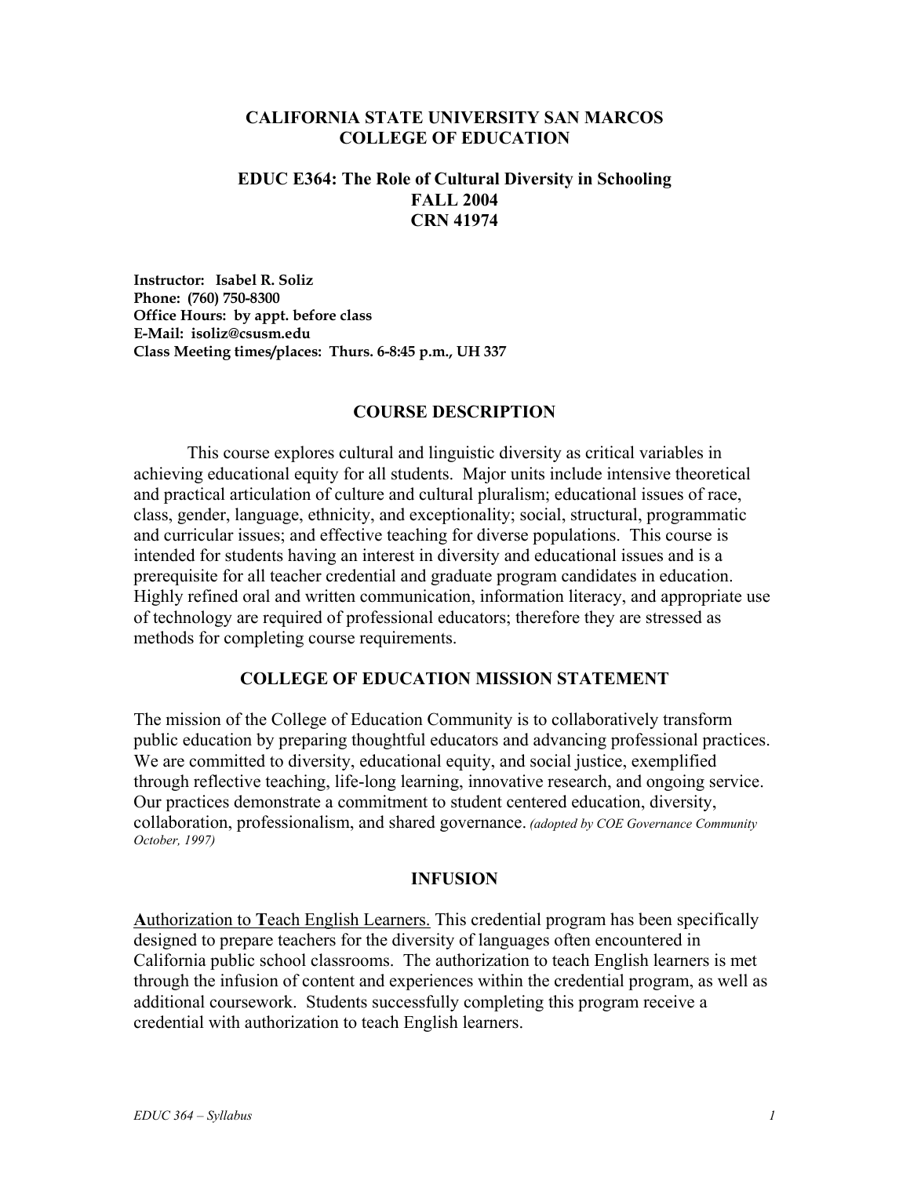# CALIFORNIA STATE UNIVERSITY SAN MARCOS
# COLLEGE OF EDUCATION

## EDUC E364: The Role of Cultural Diversity in Schooling
## FALL 2004
## CRN 41974

**Instructor: Isabel R. Soliz**
**Phone: (760) 750-8300**
**Office Hours: by appt. before class**
**E-Mail: isoliz@csusm.edu**
**Class Meeting times/places: Thurs. 6-8:45 p.m., UH 337**

## COURSE DESCRIPTION

This course explores cultural and linguistic diversity as critical variables in achieving educational equity for all students. Major units include intensive theoretical and practical articulation of culture and cultural pluralism; educational issues of race, class, gender, language, ethnicity, and exceptionality; social, structural, programmatic and curricular issues; and effective teaching for diverse populations. This course is intended for students having an interest in diversity and educational issues and is a prerequisite for all teacher credential and graduate program candidates in education. Highly refined oral and written communication, information literacy, and appropriate use of technology are required of professional educators; therefore they are stressed as methods for completing course requirements.

## COLLEGE OF EDUCATION MISSION STATEMENT

The mission of the College of Education Community is to collaboratively transform public education by preparing thoughtful educators and advancing professional practices. We are committed to diversity, educational equity, and social justice, exemplified through reflective teaching, life-long learning, innovative research, and ongoing service. Our practices demonstrate a commitment to student centered education, diversity, collaboration, professionalism, and shared governance. *(adopted by COE Governance Community October, 1997)*

## INFUSION

<u>**A**uthorization to **T**each English Learners.</u> This credential program has been specifically designed to prepare teachers for the diversity of languages often encountered in California public school classrooms. The authorization to teach English learners is met through the infusion of content and experiences within the credential program, as well as additional coursework. Students successfully completing this program receive a credential with authorization to teach English learners.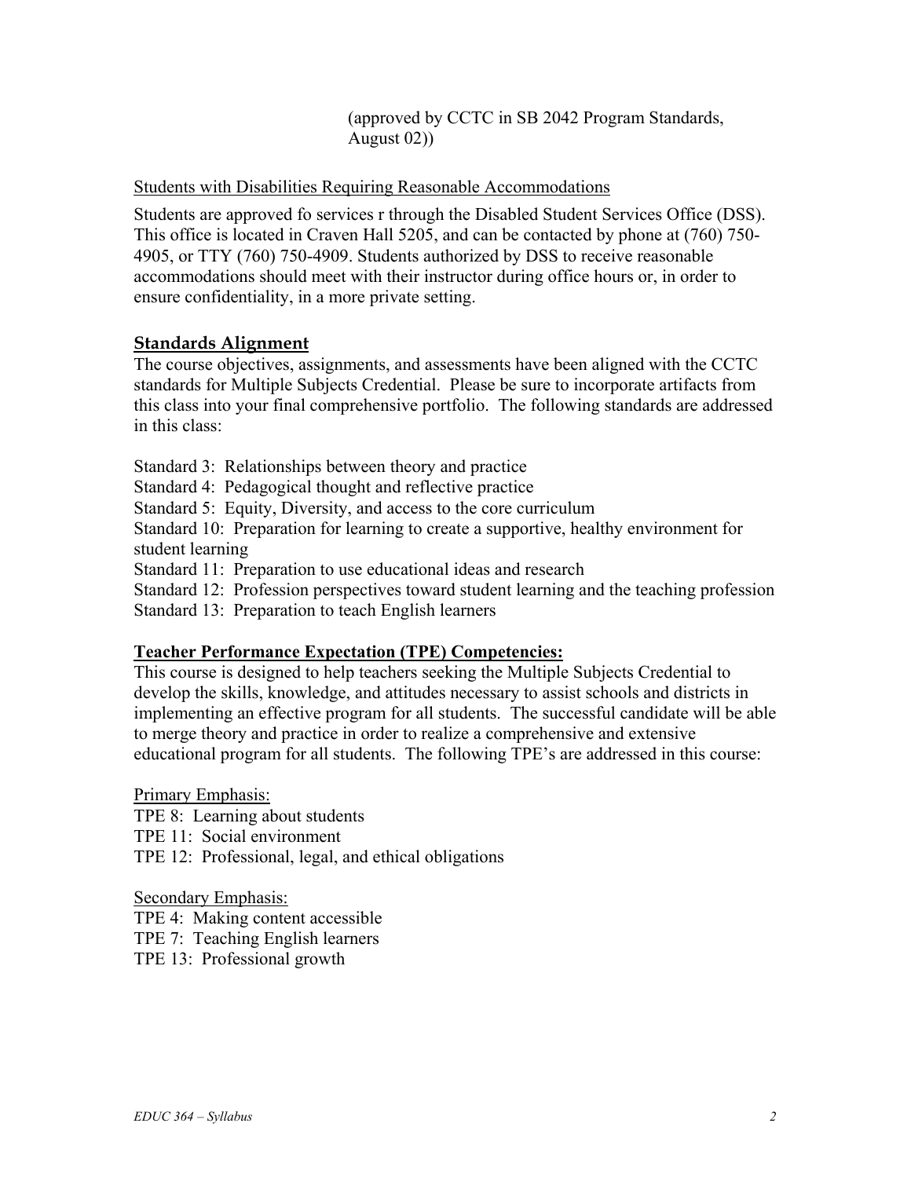(approved by CCTC in SB 2042 Program Standards, August 02))

Students with Disabilities Requiring Reasonable Accommodations

Students are approved fo services r through the Disabled Student Services Office (DSS). This office is located in Craven Hall 5205, and can be contacted by phone at (760) 750-4905, or TTY (760) 750-4909. Students authorized by DSS to receive reasonable accommodations should meet with their instructor during office hours or, in order to ensure confidentiality, in a more private setting.

## **Standards Alignment**

The course objectives, assignments, and assessments have been aligned with the CCTC standards for Multiple Subjects Credential. Please be sure to incorporate artifacts from this class into your final comprehensive portfolio. The following standards are addressed in this class:

Standard 3: Relationships between theory and practice
Standard 4: Pedagogical thought and reflective practice
Standard 5: Equity, Diversity, and access to the core curriculum
Standard 10: Preparation for learning to create a supportive, healthy environment for student learning
Standard 11: Preparation to use educational ideas and research
Standard 12: Profession perspectives toward student learning and the teaching profession
Standard 13: Preparation to teach English learners

**Teacher Performance Expectation (TPE) Competencies:**

This course is designed to help teachers seeking the Multiple Subjects Credential to develop the skills, knowledge, and attitudes necessary to assist schools and districts in implementing an effective program for all students. The successful candidate will be able to merge theory and practice in order to realize a comprehensive and extensive educational program for all students. The following TPE's are addressed in this course:

Primary Emphasis:
TPE 8: Learning about students
TPE 11: Social environment
TPE 12: Professional, legal, and ethical obligations

Secondary Emphasis:
TPE 4: Making content accessible
TPE 7: Teaching English learners
TPE 13: Professional growth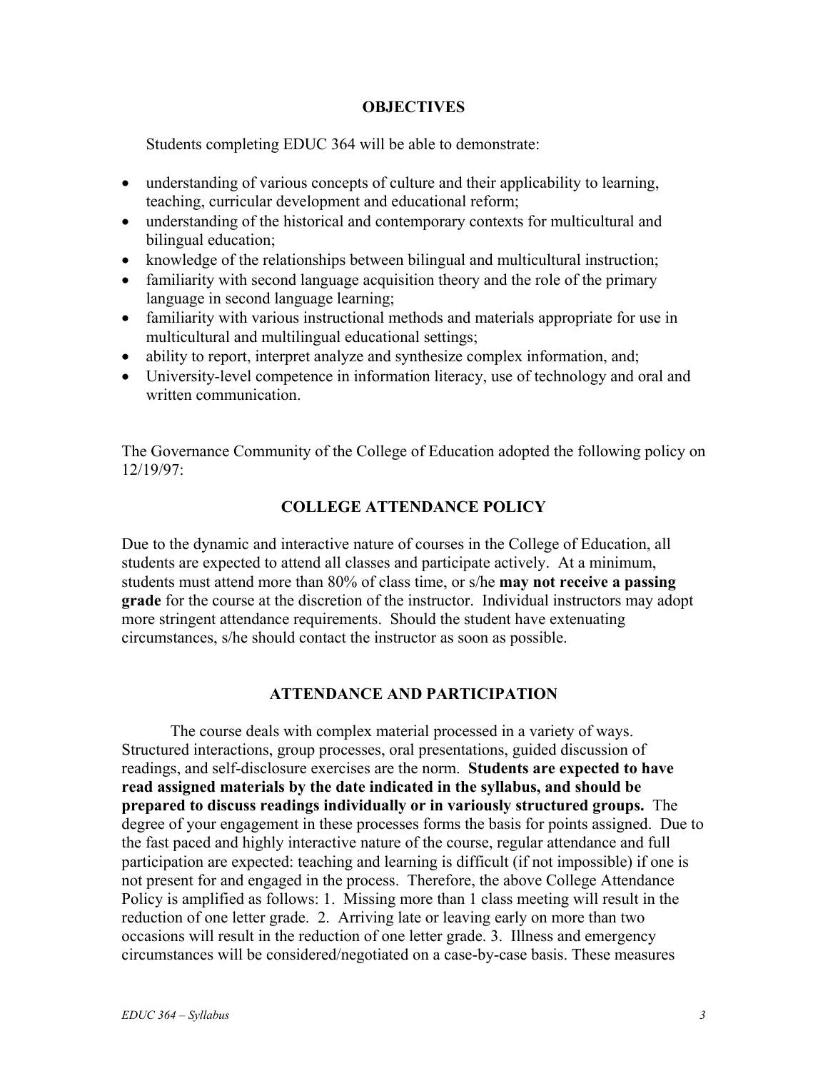## OBJECTIVES

Students completing EDUC 364 will be able to demonstrate:

- understanding of various concepts of culture and their applicability to learning, teaching, curricular development and educational reform;
- understanding of the historical and contemporary contexts for multicultural and bilingual education;
- knowledge of the relationships between bilingual and multicultural instruction;
- familiarity with second language acquisition theory and the role of the primary language in second language learning;
- familiarity with various instructional methods and materials appropriate for use in multicultural and multilingual educational settings;
- ability to report, interpret analyze and synthesize complex information, and;
- University-level competence in information literacy, use of technology and oral and written communication.

The Governance Community of the College of Education adopted the following policy on 12/19/97:

## COLLEGE ATTENDANCE POLICY

Due to the dynamic and interactive nature of courses in the College of Education, all students are expected to attend all classes and participate actively. At a minimum, students must attend more than 80% of class time, or s/he **may not receive a passing grade** for the course at the discretion of the instructor. Individual instructors may adopt more stringent attendance requirements. Should the student have extenuating circumstances, s/he should contact the instructor as soon as possible.

## ATTENDANCE AND PARTICIPATION

The course deals with complex material processed in a variety of ways. Structured interactions, group processes, oral presentations, guided discussion of readings, and self-disclosure exercises are the norm. **Students are expected to have read assigned materials by the date indicated in the syllabus, and should be prepared to discuss readings individually or in variously structured groups.** The degree of your engagement in these processes forms the basis for points assigned. Due to the fast paced and highly interactive nature of the course, regular attendance and full participation are expected: teaching and learning is difficult (if not impossible) if one is not present for and engaged in the process. Therefore, the above College Attendance Policy is amplified as follows: 1. Missing more than 1 class meeting will result in the reduction of one letter grade. 2. Arriving late or leaving early on more than two occasions will result in the reduction of one letter grade. 3. Illness and emergency circumstances will be considered/negotiated on a case-by-case basis. These measures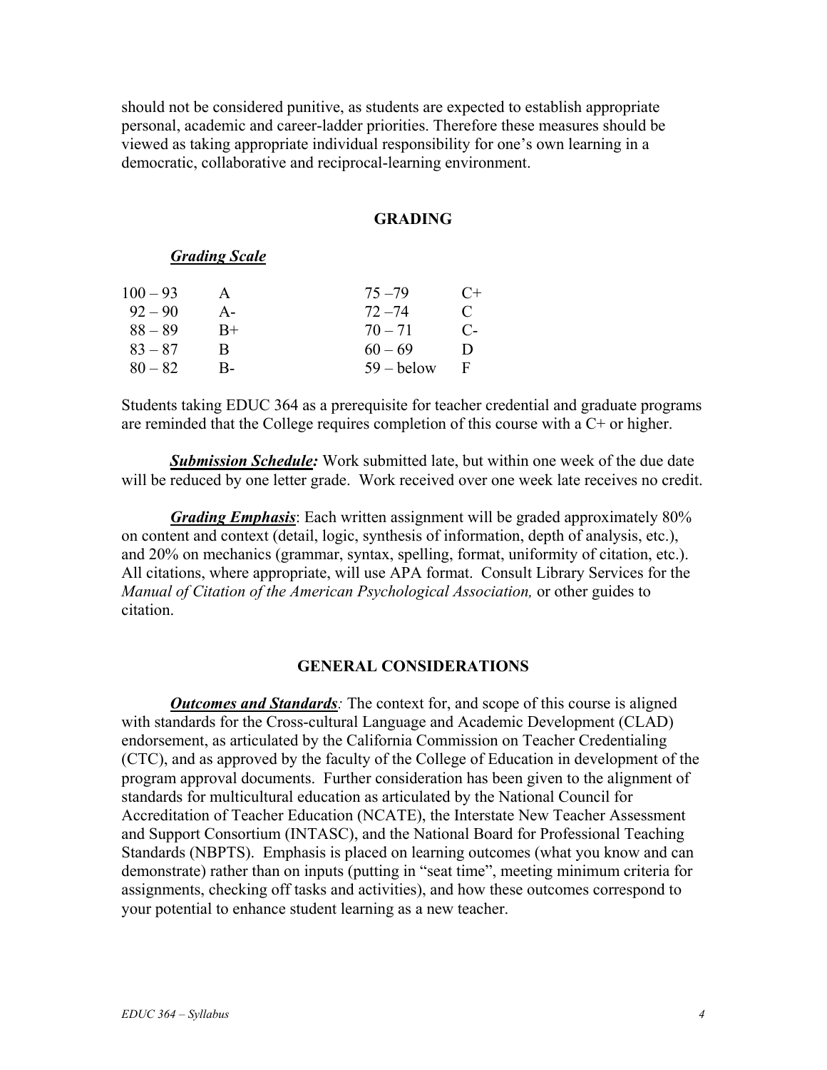should not be considered punitive, as students are expected to establish appropriate personal, academic and career-ladder priorities. Therefore these measures should be viewed as taking appropriate individual responsibility for one's own learning in a democratic, collaborative and reciprocal-learning environment.

## GRADING

### ***Grading Scale***

| | | | |
|---|---|---|---|
| 100 – 93 | A | 75 – 79 | C+ |
| 92 – 90 | A- | 72 – 74 | C |
| 88 – 89 | B+ | 70 – 71 | C- |
| 83 – 87 | B | 60 – 69 | D |
| 80 – 82 | B- | 59 – below | F |

Students taking EDUC 364 as a prerequisite for teacher credential and graduate programs are reminded that the College requires completion of this course with a C+ or higher.

***Submission Schedule:*** Work submitted late, but within one week of the due date will be reduced by one letter grade. Work received over one week late receives no credit.

***Grading Emphasis***: Each written assignment will be graded approximately 80% on content and context (detail, logic, synthesis of information, depth of analysis, etc.), and 20% on mechanics (grammar, syntax, spelling, format, uniformity of citation, etc.). All citations, where appropriate, will use APA format. Consult Library Services for the *Manual of Citation of the American Psychological Association,* or other guides to citation.

## GENERAL CONSIDERATIONS

***Outcomes and Standards****:* The context for, and scope of this course is aligned with standards for the Cross-cultural Language and Academic Development (CLAD) endorsement, as articulated by the California Commission on Teacher Credentialing (CTC), and as approved by the faculty of the College of Education in development of the program approval documents. Further consideration has been given to the alignment of standards for multicultural education as articulated by the National Council for Accreditation of Teacher Education (NCATE), the Interstate New Teacher Assessment and Support Consortium (INTASC), and the National Board for Professional Teaching Standards (NBPTS). Emphasis is placed on learning outcomes (what you know and can demonstrate) rather than on inputs (putting in "seat time", meeting minimum criteria for assignments, checking off tasks and activities), and how these outcomes correspond to your potential to enhance student learning as a new teacher.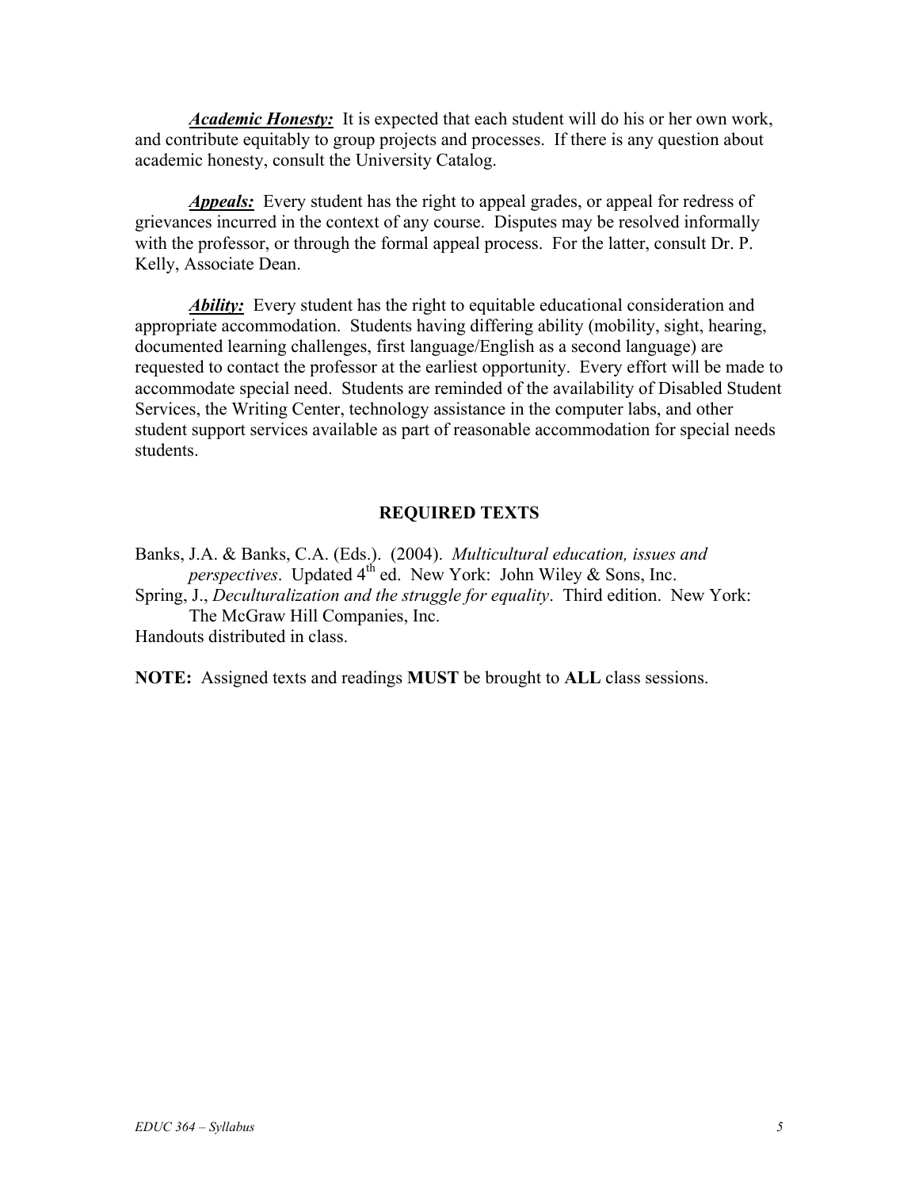***Academic Honesty:*** It is expected that each student will do his or her own work, and contribute equitably to group projects and processes. If there is any question about academic honesty, consult the University Catalog.

***Appeals:*** Every student has the right to appeal grades, or appeal for redress of grievances incurred in the context of any course. Disputes may be resolved informally with the professor, or through the formal appeal process. For the latter, consult Dr. P. Kelly, Associate Dean.

***Ability:*** Every student has the right to equitable educational consideration and appropriate accommodation. Students having differing ability (mobility, sight, hearing, documented learning challenges, first language/English as a second language) are requested to contact the professor at the earliest opportunity. Every effort will be made to accommodate special need. Students are reminded of the availability of Disabled Student Services, the Writing Center, technology assistance in the computer labs, and other student support services available as part of reasonable accommodation for special needs students.

## REQUIRED TEXTS

Banks, J.A. & Banks, C.A. (Eds.). (2004). *Multicultural education, issues and perspectives*. Updated 4th ed. New York: John Wiley & Sons, Inc.

Spring, J., *Deculturalization and the struggle for equality*. Third edition. New York: The McGraw Hill Companies, Inc.

Handouts distributed in class.

**NOTE:** Assigned texts and readings **MUST** be brought to **ALL** class sessions.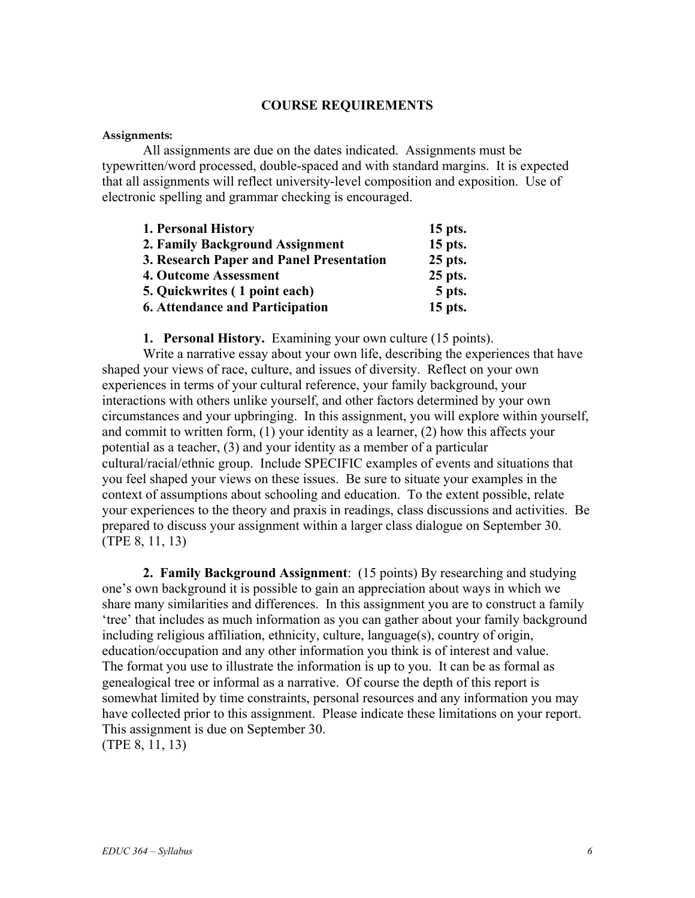## COURSE REQUIREMENTS

**Assignments:**

All assignments are due on the dates indicated. Assignments must be typewritten/word processed, double-spaced and with standard margins. It is expected that all assignments will reflect university-level composition and exposition. Use of electronic spelling and grammar checking is encouraged.

| | |
|---|---|
| **1. Personal History** | **15 pts.** |
| **2. Family Background Assignment** | **15 pts.** |
| **3. Research Paper and Panel Presentation** | **25 pts.** |
| **4. Outcome Assessment** | **25 pts.** |
| **5. Quickwrites ( 1 point each)** | **5 pts.** |
| **6. Attendance and Participation** | **15 pts.** |

**1. Personal History.** Examining your own culture (15 points).

Write a narrative essay about your own life, describing the experiences that have shaped your views of race, culture, and issues of diversity. Reflect on your own experiences in terms of your cultural reference, your family background, your interactions with others unlike yourself, and other factors determined by your own circumstances and your upbringing. In this assignment, you will explore within yourself, and commit to written form, (1) your identity as a learner, (2) how this affects your potential as a teacher, (3) and your identity as a member of a particular cultural/racial/ethnic group. Include SPECIFIC examples of events and situations that you feel shaped your views on these issues. Be sure to situate your examples in the context of assumptions about schooling and education. To the extent possible, relate your experiences to the theory and praxis in readings, class discussions and activities. Be prepared to discuss your assignment within a larger class dialogue on September 30. (TPE 8, 11, 13)

**2. Family Background Assignment**: (15 points) By researching and studying one's own background it is possible to gain an appreciation about ways in which we share many similarities and differences. In this assignment you are to construct a family 'tree' that includes as much information as you can gather about your family background including religious affiliation, ethnicity, culture, language(s), country of origin, education/occupation and any other information you think is of interest and value. The format you use to illustrate the information is up to you. It can be as formal as genealogical tree or informal as a narrative. Of course the depth of this report is somewhat limited by time constraints, personal resources and any information you may have collected prior to this assignment. Please indicate these limitations on your report. This assignment is due on September 30.
(TPE 8, 11, 13)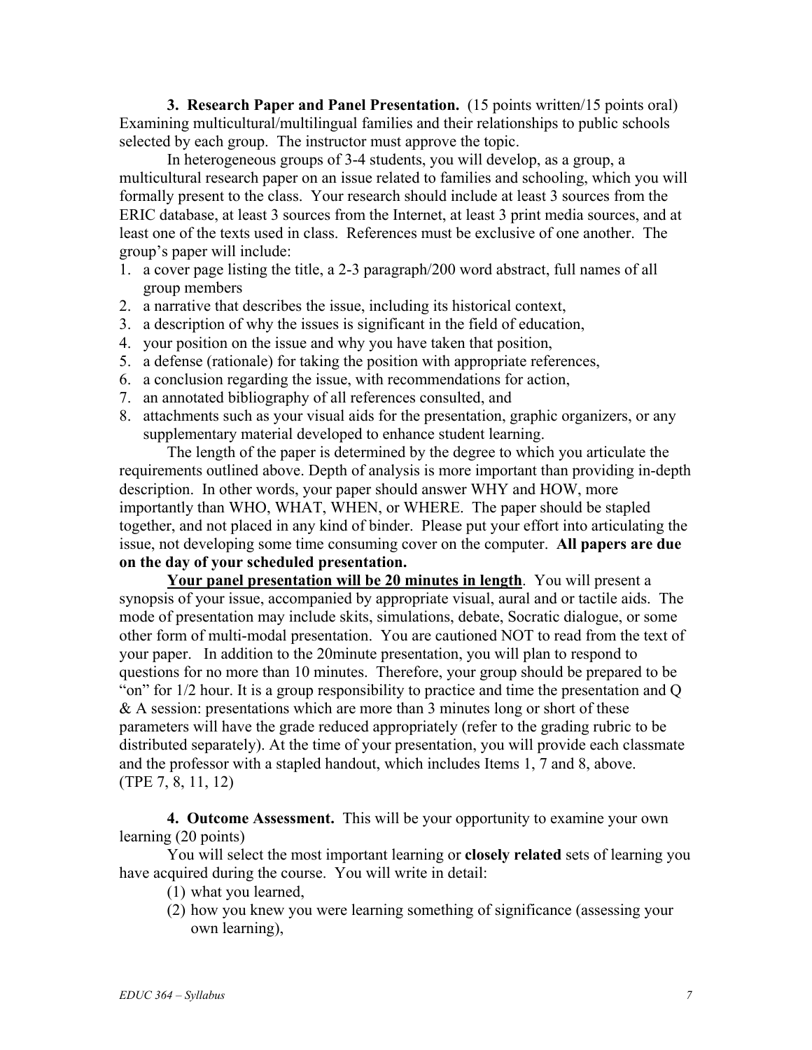**3. Research Paper and Panel Presentation.** (15 points written/15 points oral) Examining multicultural/multilingual families and their relationships to public schools selected by each group. The instructor must approve the topic.

In heterogeneous groups of 3-4 students, you will develop, as a group, a multicultural research paper on an issue related to families and schooling, which you will formally present to the class. Your research should include at least 3 sources from the ERIC database, at least 3 sources from the Internet, at least 3 print media sources, and at least one of the texts used in class. References must be exclusive of one another. The group's paper will include:

1. a cover page listing the title, a 2-3 paragraph/200 word abstract, full names of all group members
2. a narrative that describes the issue, including its historical context,
3. a description of why the issues is significant in the field of education,
4. your position on the issue and why you have taken that position,
5. a defense (rationale) for taking the position with appropriate references,
6. a conclusion regarding the issue, with recommendations for action,
7. an annotated bibliography of all references consulted, and
8. attachments such as your visual aids for the presentation, graphic organizers, or any supplementary material developed to enhance student learning.

The length of the paper is determined by the degree to which you articulate the requirements outlined above. Depth of analysis is more important than providing in-depth description. In other words, your paper should answer WHY and HOW, more importantly than WHO, WHAT, WHEN, or WHERE. The paper should be stapled together, and not placed in any kind of binder. Please put your effort into articulating the issue, not developing some time consuming cover on the computer. **All papers are due on the day of your scheduled presentation.**

**Your panel presentation will be 20 minutes in length**. You will present a synopsis of your issue, accompanied by appropriate visual, aural and or tactile aids. The mode of presentation may include skits, simulations, debate, Socratic dialogue, or some other form of multi-modal presentation. You are cautioned NOT to read from the text of your paper. In addition to the 20minute presentation, you will plan to respond to questions for no more than 10 minutes. Therefore, your group should be prepared to be "on" for 1/2 hour. It is a group responsibility to practice and time the presentation and Q & A session: presentations which are more than 3 minutes long or short of these parameters will have the grade reduced appropriately (refer to the grading rubric to be distributed separately). At the time of your presentation, you will provide each classmate and the professor with a stapled handout, which includes Items 1, 7 and 8, above. (TPE 7, 8, 11, 12)

**4. Outcome Assessment.** This will be your opportunity to examine your own learning (20 points)

You will select the most important learning or **closely related** sets of learning you have acquired during the course. You will write in detail:

(1) what you learned,
(2) how you knew you were learning something of significance (assessing your own learning),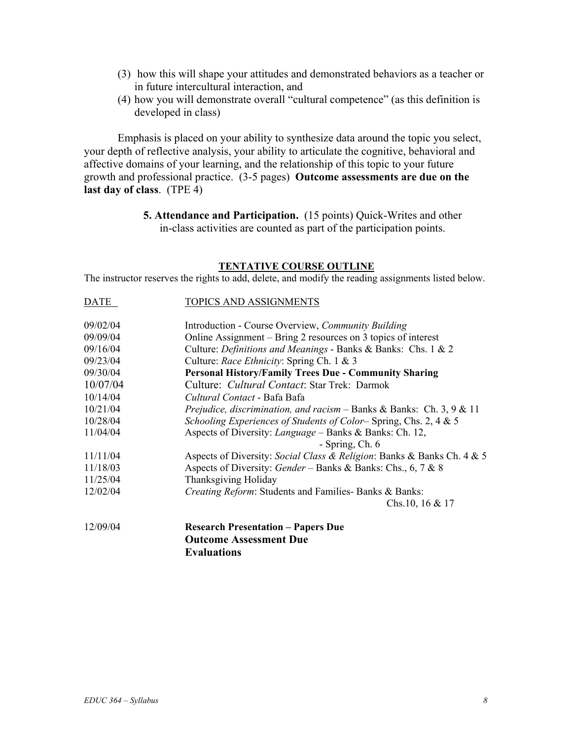(3) how this will shape your attitudes and demonstrated behaviors as a teacher or in future intercultural interaction, and

(4) how you will demonstrate overall "cultural competence" (as this definition is developed in class)

Emphasis is placed on your ability to synthesize data around the topic you select, your depth of reflective analysis, your ability to articulate the cognitive, behavioral and affective domains of your learning, and the relationship of this topic to your future growth and professional practice. (3-5 pages) **Outcome assessments are due on the last day of class**. (TPE 4)

**5. Attendance and Participation.** (15 points) Quick-Writes and other in-class activities are counted as part of the participation points.

## TENTATIVE COURSE OUTLINE

The instructor reserves the rights to add, delete, and modify the reading assignments listed below.

| DATE | TOPICS AND ASSIGNMENTS |
|---|---|
| 09/02/04 | Introduction - Course Overview, *Community Building* |
| 09/09/04 | Online Assignment – Bring 2 resources on 3 topics of interest |
| 09/16/04 | Culture: *Definitions and Meanings* - Banks & Banks: Chs. 1 & 2 |
| 09/23/04 | Culture: *Race Ethnicity*: Spring Ch. 1 & 3 |
| 09/30/04 | **Personal History/Family Trees Due - Community Sharing** |
| 10/07/04 | Culture: *Cultural Contact*: Star Trek: Darmok |
| 10/14/04 | *Cultural Contact* - Bafa Bafa |
| 10/21/04 | *Prejudice, discrimination, and racism* – Banks & Banks: Ch. 3, 9 & 11 |
| 10/28/04 | *Schooling Experiences of Students of Color*– Spring, Chs. 2, 4 & 5 |
| 11/04/04 | Aspects of Diversity: *Language* – Banks & Banks: Ch. 12, - Spring, Ch. 6 |
| 11/11/04 | Aspects of Diversity: *Social Class & Religion*: Banks & Banks Ch. 4 & 5 |
| 11/18/03 | Aspects of Diversity: *Gender* – Banks & Banks: Chs., 6, 7 & 8 |
| 11/25/04 | Thanksgiving Holiday |
| 12/02/04 | *Creating Reform*: Students and Families- Banks & Banks: Chs.10, 16 & 17 |
| 12/09/04 | **Research Presentation – Papers Due**<br>**Outcome Assessment Due**<br>**Evaluations** |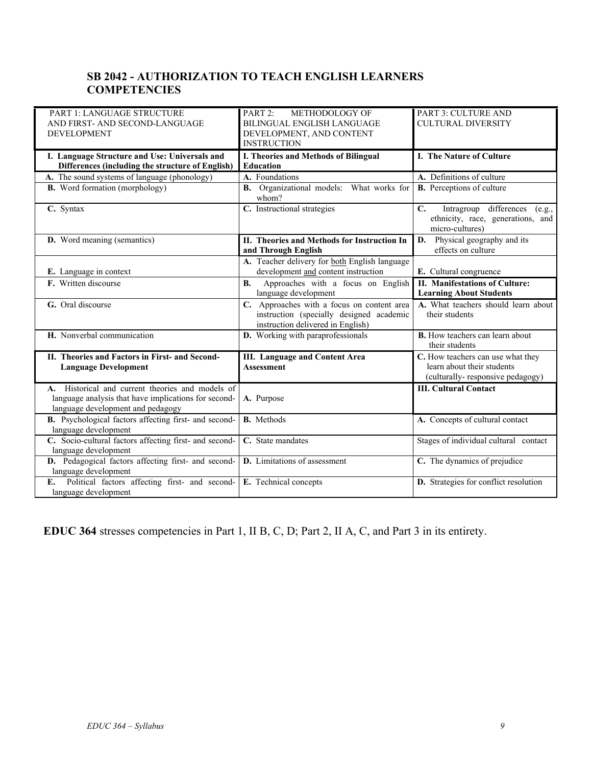## SB 2042 - AUTHORIZATION TO TEACH ENGLISH LEARNERS COMPETENCIES

| PART 1: LANGUAGE STRUCTURE AND FIRST- AND SECOND-LANGUAGE DEVELOPMENT | PART 2: METHODOLOGY OF BILINGUAL ENGLISH LANGUAGE DEVELOPMENT, AND CONTENT INSTRUCTION | PART 3: CULTURE AND CULTURAL DIVERSITY |
|---|---|---|
| **I. Language Structure and Use: Universals and Differences (including the structure of English)** | **I. Theories and Methods of Bilingual Education** | **I. The Nature of Culture** |
| **A.** The sound systems of language (phonology) | **A.** Foundations | **A.** Definitions of culture |
| **B.** Word formation (morphology) | **B.** Organizational models: What works for whom? | **B.** Perceptions of culture |
| **C.** Syntax | **C.** Instructional strategies | **C.** Intragroup differences (e.g., ethnicity, race, generations, and micro-cultures) |
| **D.** Word meaning (semantics) | **II. Theories and Methods for Instruction In and Through English** | **D.** Physical geography and its effects on culture |
| **E.** Language in context | **A.** Teacher delivery for both English language development and content instruction | **E.** Cultural congruence |
| **F.** Written discourse | **B.** Approaches with a focus on English language development | **II. Manifestations of Culture: Learning About Students** |
| **G.** Oral discourse | **C.** Approaches with a focus on content area instruction (specially designed academic instruction delivered in English) | **A.** What teachers should learn about their students |
| **H.** Nonverbal communication | **D.** Working with paraprofessionals | **B.** How teachers can learn about their students |
| **II. Theories and Factors in First- and Second-Language Development** | **III. Language and Content Area Assessment** | **C.** How teachers can use what they learn about their students (culturally- responsive pedagogy) |
| **A.** Historical and current theories and models of language analysis that have implications for second-language development and pedagogy | **A.** Purpose | **III. Cultural Contact** |
| **B.** Psychological factors affecting first- and second-language development | **B.** Methods | **A.** Concepts of cultural contact |
| **C.** Socio-cultural factors affecting first- and second-language development | **C.** State mandates | Stages of individual cultural contact |
| **D.** Pedagogical factors affecting first- and second-language development | **D.** Limitations of assessment | **C.** The dynamics of prejudice |
| **E.** Political factors affecting first- and second-language development | **E.** Technical concepts | **D.** Strategies for conflict resolution |

**EDUC 364** stresses competencies in Part 1, II B, C, D; Part 2, II A, C, and Part 3 in its entirety.